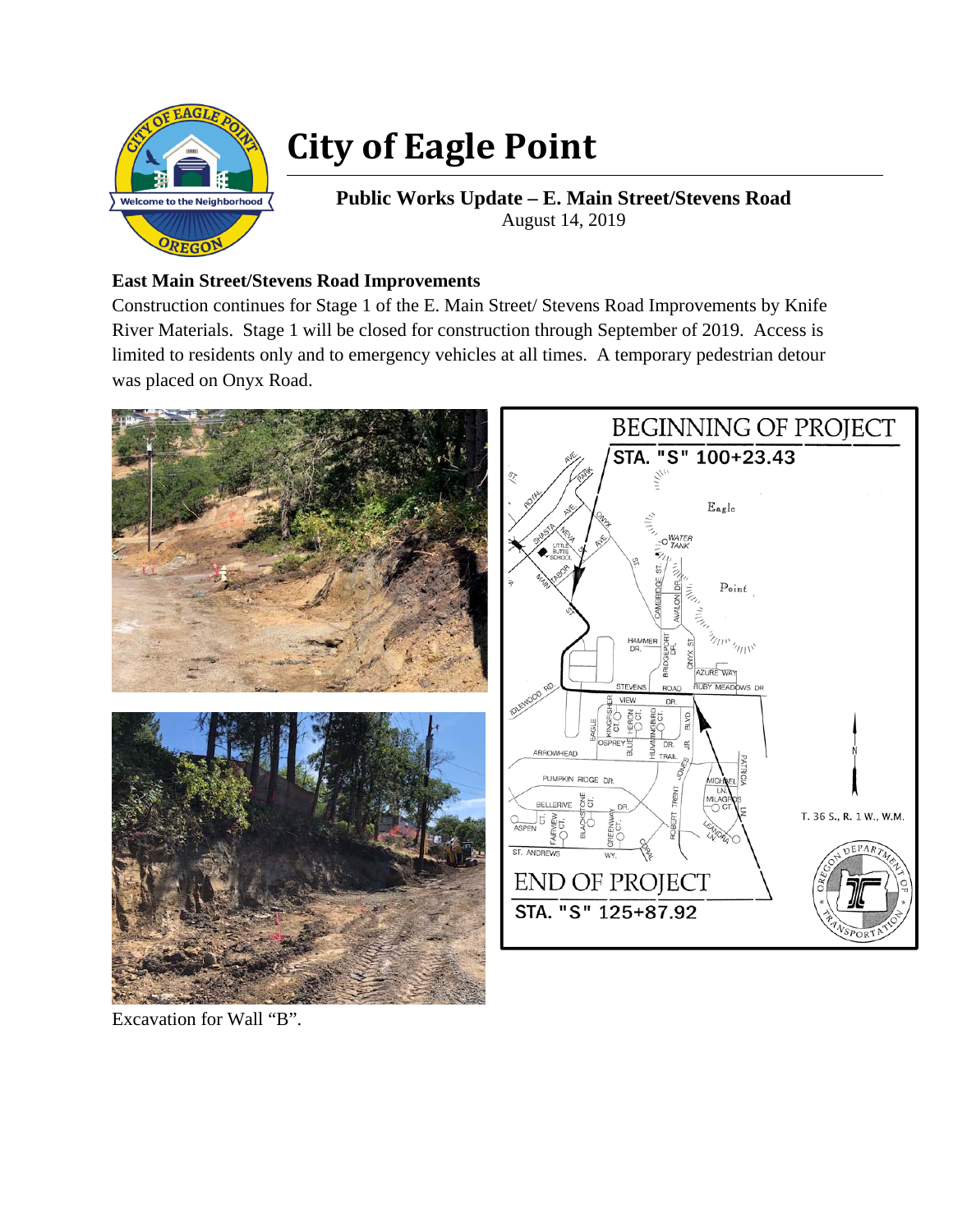# City of Eagle Point

**Public Works Update – E. Main Street/Stevens Road**
August 14, 2019

**East Main Street/Stevens Road Improvements**

Construction continues for Stage 1 of the E. Main Street/ Stevens Road Improvements by Knife River Materials. Stage 1 will be closed for construction through September of 2019. Access is limited to residents only and to emergency vehicles at all times. A temporary pedestrian detour was placed on Onyx Road.

Excavation for Wall "B".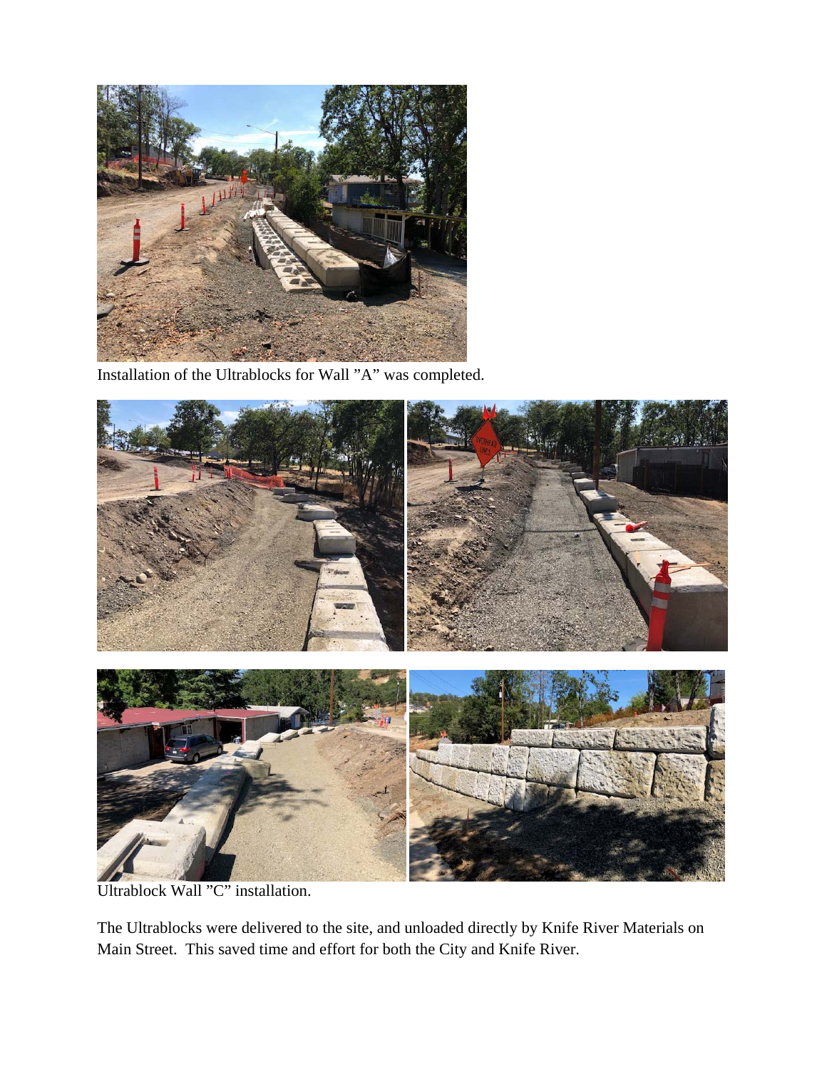Installation of the Ultrablocks for Wall "A" was completed.

Ultrablock Wall "C" installation.

The Ultrablocks were delivered to the site, and unloaded directly by Knife River Materials on Main Street. This saved time and effort for both the City and Knife River.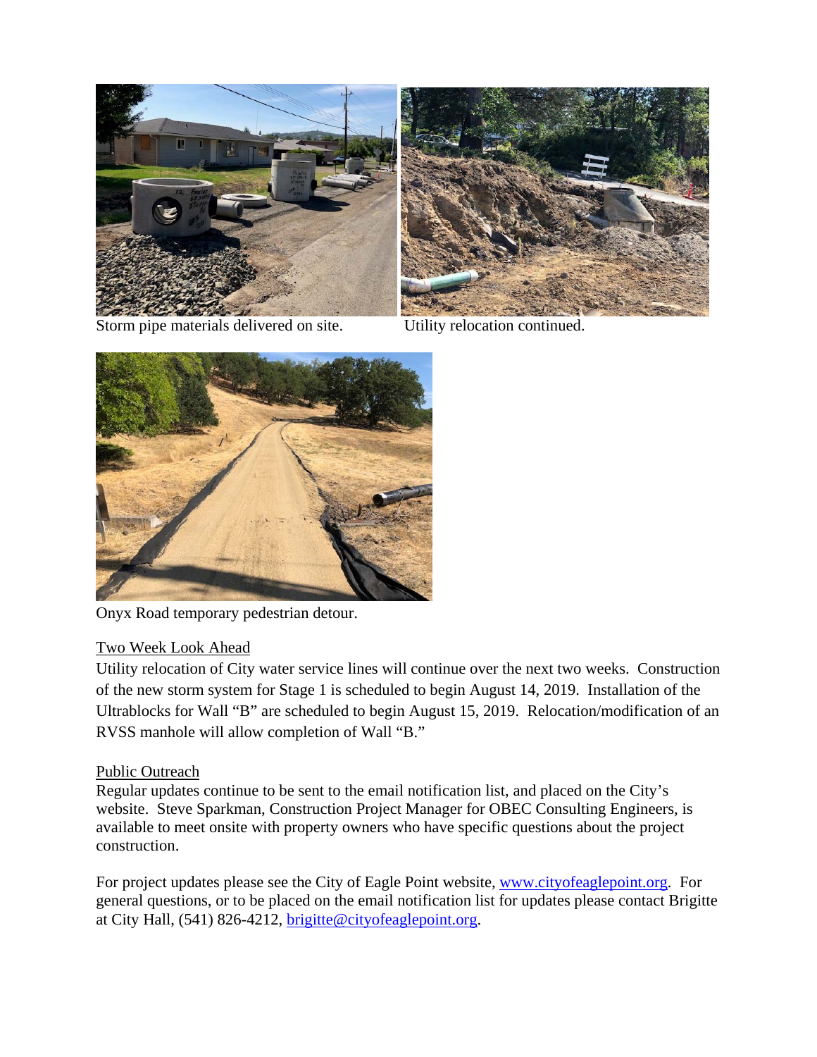Storm pipe materials delivered on site.

Utility relocation continued.

Onyx Road temporary pedestrian detour.

## Two Week Look Ahead

Utility relocation of City water service lines will continue over the next two weeks. Construction of the new storm system for Stage 1 is scheduled to begin August 14, 2019. Installation of the Ultrablocks for Wall "B" are scheduled to begin August 15, 2019. Relocation/modification of an RVSS manhole will allow completion of Wall "B."

## Public Outreach

Regular updates continue to be sent to the email notification list, and placed on the City's website. Steve Sparkman, Construction Project Manager for OBEC Consulting Engineers, is available to meet onsite with property owners who have specific questions about the project construction.

For project updates please see the City of Eagle Point website, [www.cityofeaglepoint.org](http://www.cityofeaglepoint.org). For general questions, or to be placed on the email notification list for updates please contact Brigitte at City Hall, (541) 826-4212, [brigitte@cityofeaglepoint.org](mailto:brigitte@cityofeaglepoint.org).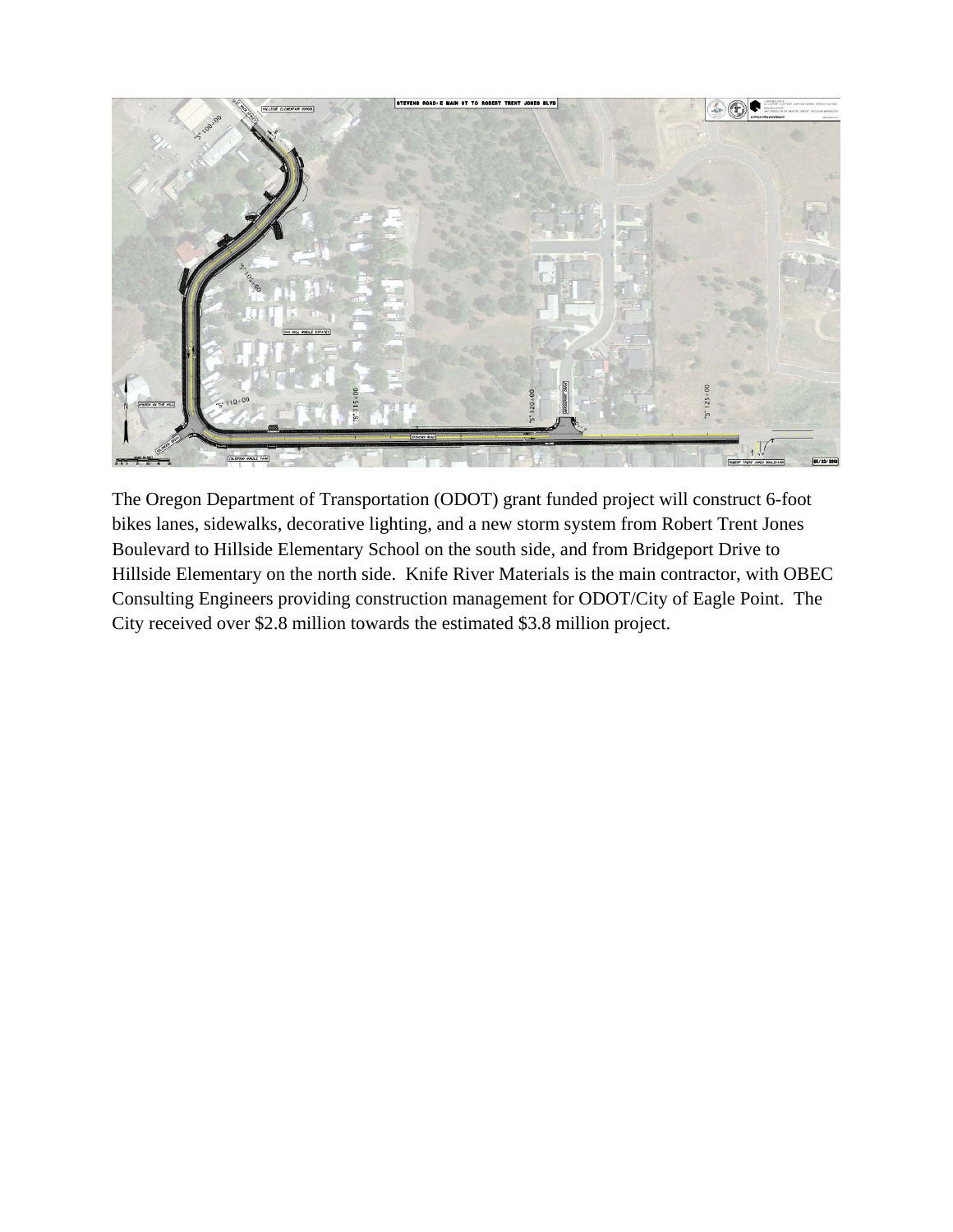The Oregon Department of Transportation (ODOT) grant funded project will construct 6-foot bikes lanes, sidewalks, decorative lighting, and a new storm system from Robert Trent Jones Boulevard to Hillside Elementary School on the south side, and from Bridgeport Drive to Hillside Elementary on the north side. Knife River Materials is the main contractor, with OBEC Consulting Engineers providing construction management for ODOT/City of Eagle Point. The City received over $2.8 million towards the estimated $3.8 million project.